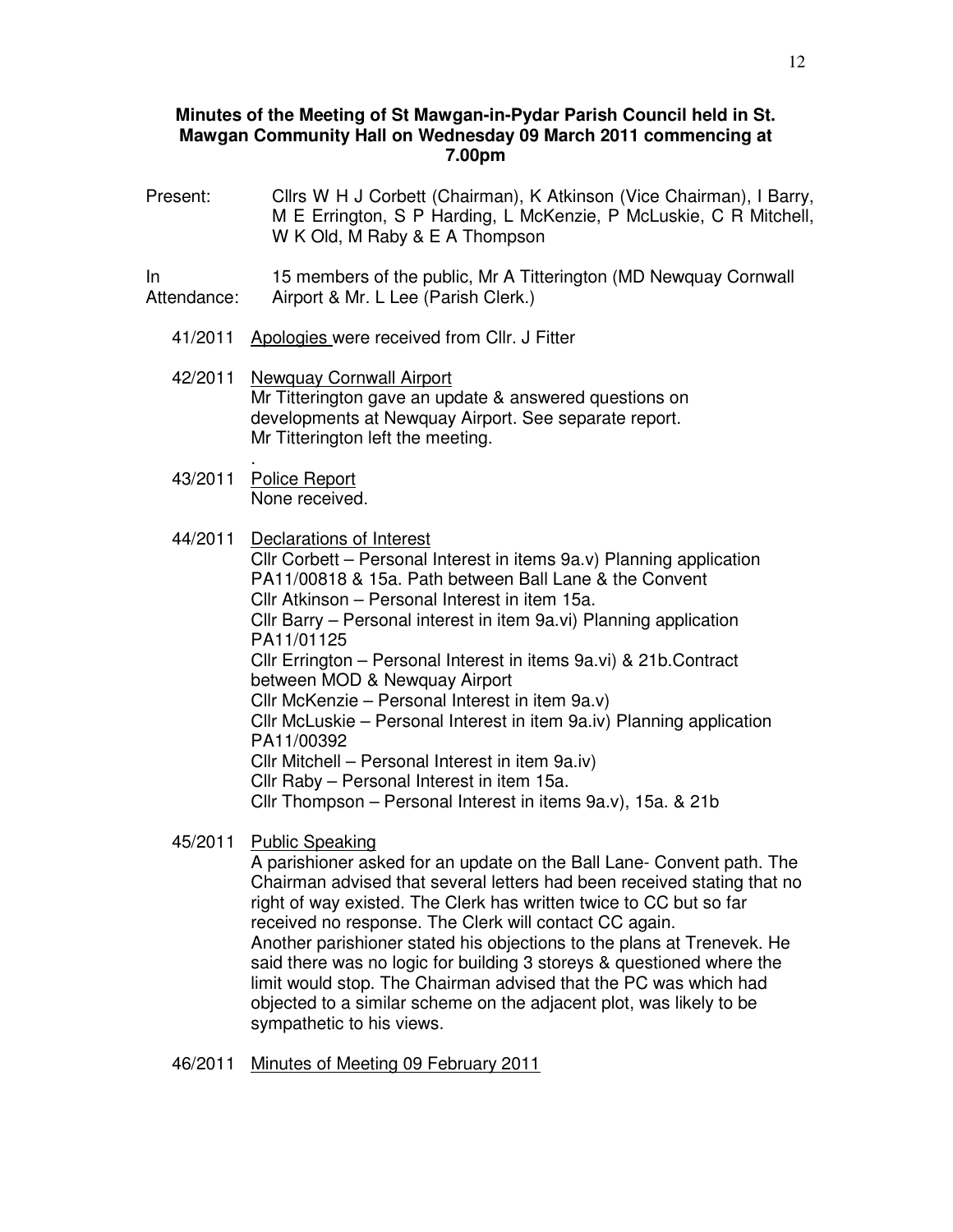**Minutes of the Meeting of St Mawgan-in-Pydar Parish Council held in St. Mawgan Community Hall on Wednesday 09 March 2011 commencing at 7.00pm**

Present: Cllrs W H J Corbett (Chairman), K Atkinson (Vice Chairman), I Barry, M E Errington, S P Harding, L McKenzie, P McLuskie, C R Mitchell, W K Old, M Raby & E A Thompson

In Attendance: 15 members of the public, Mr A Titterington (MD Newquay Cornwall Airport & Mr. L Lee (Parish Clerk.)

41/2011 Apologies were received from Cllr. J Fitter

42/2011 Newquay Cornwall Airport
Mr Titterington gave an update & answered questions on developments at Newquay Airport. See separate report.
Mr Titterington left the meeting.
.

43/2011 Police Report
None received.

44/2011 Declarations of Interest
Cllr Corbett – Personal Interest in items 9a.v) Planning application PA11/00818 & 15a. Path between Ball Lane & the Convent
Cllr Atkinson – Personal Interest in item 15a.
Cllr Barry – Personal interest in item 9a.vi) Planning application PA11/01125
Cllr Errington – Personal Interest in items 9a.vi) & 21b.Contract between MOD & Newquay Airport
Cllr McKenzie – Personal Interest in item 9a.v)
Cllr McLuskie – Personal Interest in item 9a.iv) Planning application PA11/00392
Cllr Mitchell – Personal Interest in item 9a.iv)
Cllr Raby – Personal Interest in item 15a.
Cllr Thompson – Personal Interest in items 9a.v), 15a. & 21b

45/2011 Public Speaking
A parishioner asked for an update on the Ball Lane- Convent path. The Chairman advised that several letters had been received stating that no right of way existed. The Clerk has written twice to CC but so far received no response. The Clerk will contact CC again.
Another parishioner stated his objections to the plans at Trenevek. He said there was no logic for building 3 storeys & questioned where the limit would stop. The Chairman advised that the PC was which had objected to a similar scheme on the adjacent plot, was likely to be sympathetic to his views.

46/2011 Minutes of Meeting 09 February 2011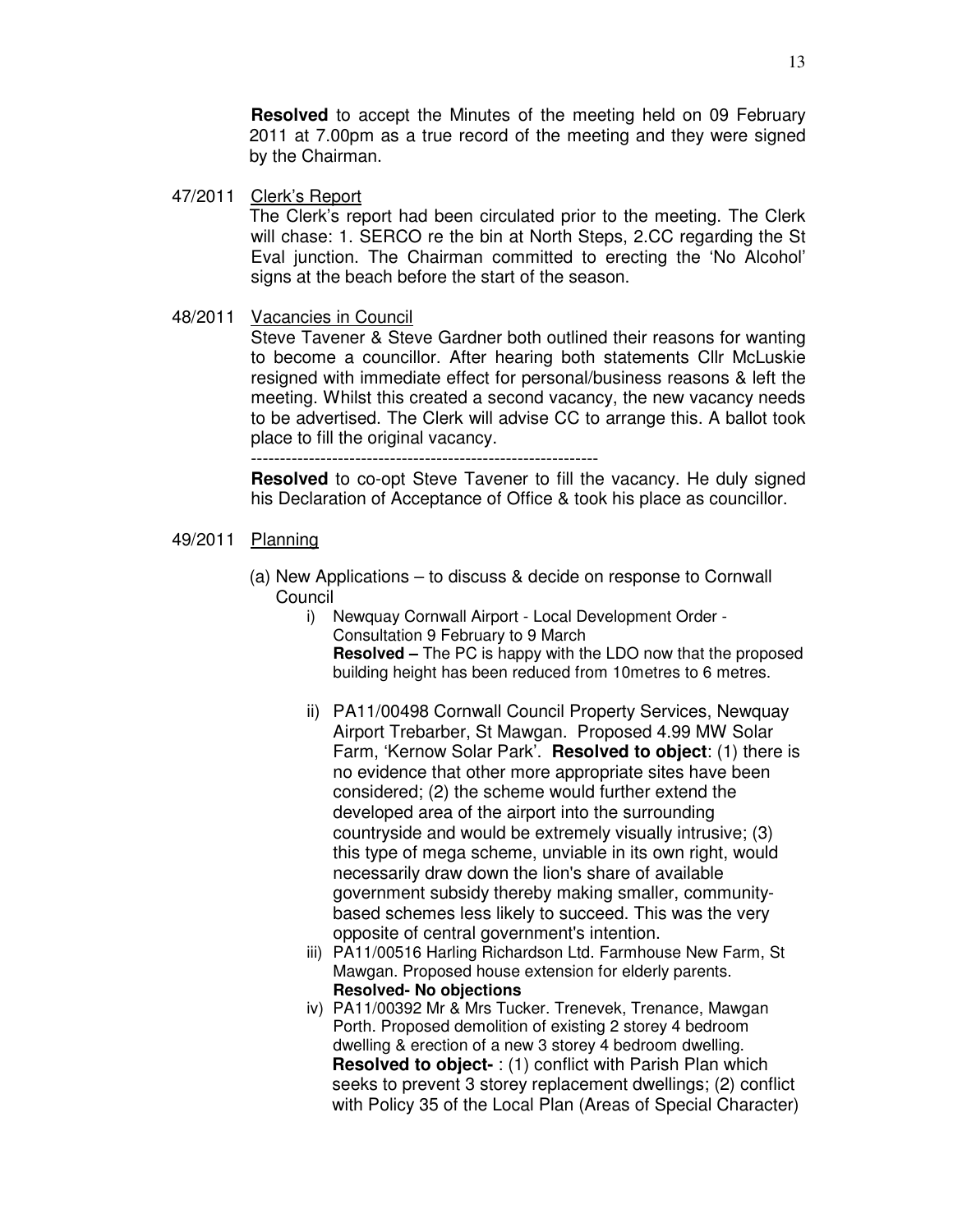**Resolved** to accept the Minutes of the meeting held on 09 February 2011 at 7.00pm as a true record of the meeting and they were signed by the Chairman.

47/2011 Clerk's Report

The Clerk's report had been circulated prior to the meeting. The Clerk will chase: 1. SERCO re the bin at North Steps, 2.CC regarding the St Eval junction. The Chairman committed to erecting the 'No Alcohol' signs at the beach before the start of the season.

48/2011 Vacancies in Council

Steve Tavener & Steve Gardner both outlined their reasons for wanting to become a councillor. After hearing both statements Cllr McLuskie resigned with immediate effect for personal/business reasons & left the meeting. Whilst this created a second vacancy, the new vacancy needs to be advertised. The Clerk will advise CC to arrange this. A ballot took place to fill the original vacancy.

-------------------------------------------------------------

**Resolved** to co-opt Steve Tavener to fill the vacancy. He duly signed his Declaration of Acceptance of Office & took his place as councillor.

49/2011 Planning

(a) New Applications – to discuss & decide on response to Cornwall Council

i) Newquay Cornwall Airport - Local Development Order - Consultation 9 February to 9 March
**Resolved –** The PC is happy with the LDO now that the proposed building height has been reduced from 10metres to 6 metres.

ii) PA11/00498 Cornwall Council Property Services, Newquay Airport Trebarber, St Mawgan. Proposed 4.99 MW Solar Farm, 'Kernow Solar Park'. **Resolved to object**: (1) there is no evidence that other more appropriate sites have been considered; (2) the scheme would further extend the developed area of the airport into the surrounding countryside and would be extremely visually intrusive; (3) this type of mega scheme, unviable in its own right, would necessarily draw down the lion's share of available government subsidy thereby making smaller, community-based schemes less likely to succeed. This was the very opposite of central government's intention.

iii) PA11/00516 Harling Richardson Ltd. Farmhouse New Farm, St Mawgan. Proposed house extension for elderly parents.
**Resolved- No objections**

iv) PA11/00392 Mr & Mrs Tucker. Trenevek, Trenance, Mawgan Porth. Proposed demolition of existing 2 storey 4 bedroom dwelling & erection of a new 3 storey 4 bedroom dwelling.
**Resolved to object-** : (1) conflict with Parish Plan which seeks to prevent 3 storey replacement dwellings; (2) conflict with Policy 35 of the Local Plan (Areas of Special Character)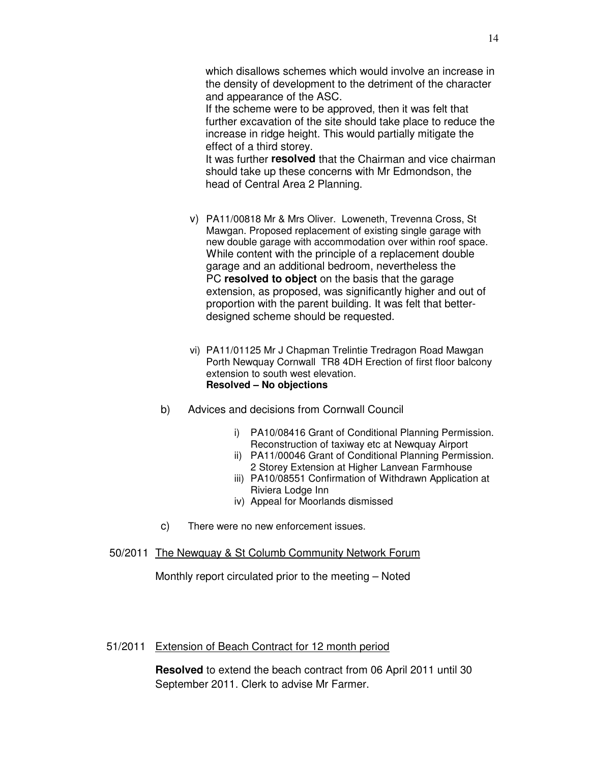which disallows schemes which would involve an increase in the density of development to the detriment of the character and appearance of the ASC.

If the scheme were to be approved, then it was felt that further excavation of the site should take place to reduce the increase in ridge height. This would partially mitigate the effect of a third storey.

It was further **resolved** that the Chairman and vice chairman should take up these concerns with Mr Edmondson, the head of Central Area 2 Planning.

v) PA11/00818 Mr & Mrs Oliver. Loweneth, Trevenna Cross, St Mawgan. Proposed replacement of existing single garage with new double garage with accommodation over within roof space.
While content with the principle of a replacement double garage and an additional bedroom, nevertheless the PC **resolved to object** on the basis that the garage extension, as proposed, was significantly higher and out of proportion with the parent building. It was felt that better-designed scheme should be requested.

vi) PA11/01125 Mr J Chapman Trelintie Tredragon Road Mawgan Porth Newquay Cornwall TR8 4DH Erection of first floor balcony extension to south west elevation.
**Resolved – No objections**

b) Advices and decisions from Cornwall Council

i) PA10/08416 Grant of Conditional Planning Permission. Reconstruction of taxiway etc at Newquay Airport
ii) PA11/00046 Grant of Conditional Planning Permission. 2 Storey Extension at Higher Lanvean Farmhouse
iii) PA10/08551 Confirmation of Withdrawn Application at Riviera Lodge Inn
iv) Appeal for Moorlands dismissed

c) There were no new enforcement issues.

50/2011 The Newquay & St Columb Community Network Forum

Monthly report circulated prior to the meeting – Noted

51/2011 Extension of Beach Contract for 12 month period

**Resolved** to extend the beach contract from 06 April 2011 until 30 September 2011. Clerk to advise Mr Farmer.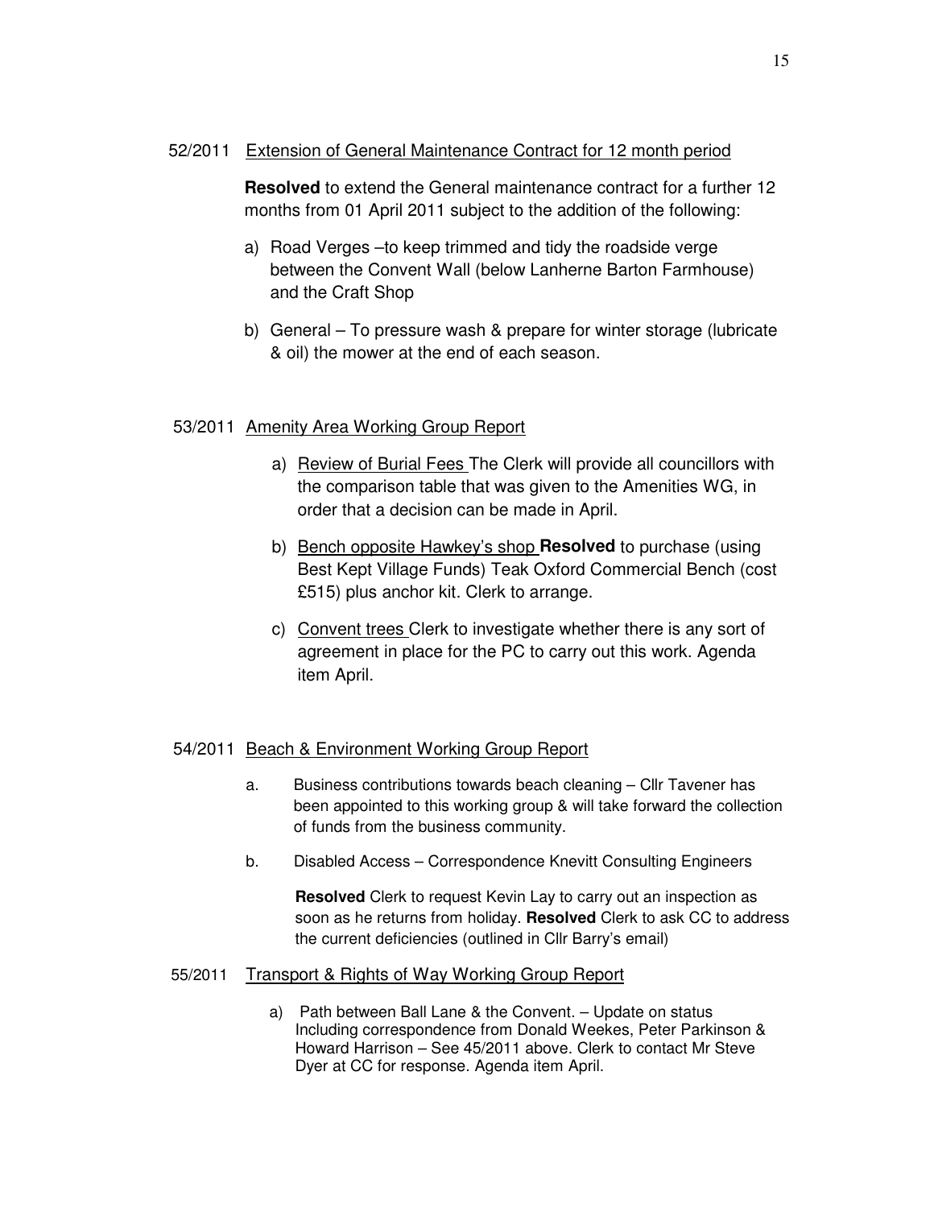52/2011 <u>Extension of General Maintenance Contract for 12 month period</u>

**Resolved** to extend the General maintenance contract for a further 12 months from 01 April 2011 subject to the addition of the following:

a) Road Verges –to keep trimmed and tidy the roadside verge between the Convent Wall (below Lanherne Barton Farmhouse) and the Craft Shop

b) General – To pressure wash & prepare for winter storage (lubricate & oil) the mower at the end of each season.

53/2011 <u>Amenity Area Working Group Report</u>

a) <u>Review of Burial Fees</u> The Clerk will provide all councillors with the comparison table that was given to the Amenities WG, in order that a decision can be made in April.

b) <u>Bench opposite Hawkey's shop</u> **Resolved** to purchase (using Best Kept Village Funds) Teak Oxford Commercial Bench (cost £515) plus anchor kit. Clerk to arrange.

c) <u>Convent trees</u> Clerk to investigate whether there is any sort of agreement in place for the PC to carry out this work. Agenda item April.

54/2011 <u>Beach & Environment Working Group Report</u>

a. Business contributions towards beach cleaning – Cllr Tavener has been appointed to this working group & will take forward the collection of funds from the business community.

b. Disabled Access – Correspondence Knevitt Consulting Engineers

**Resolved** Clerk to request Kevin Lay to carry out an inspection as soon as he returns from holiday. **Resolved** Clerk to ask CC to address the current deficiencies (outlined in Cllr Barry's email)

55/2011 <u>Transport & Rights of Way Working Group Report</u>

a) Path between Ball Lane & the Convent. – Update on status Including correspondence from Donald Weekes, Peter Parkinson & Howard Harrison – See 45/2011 above. Clerk to contact Mr Steve Dyer at CC for response. Agenda item April.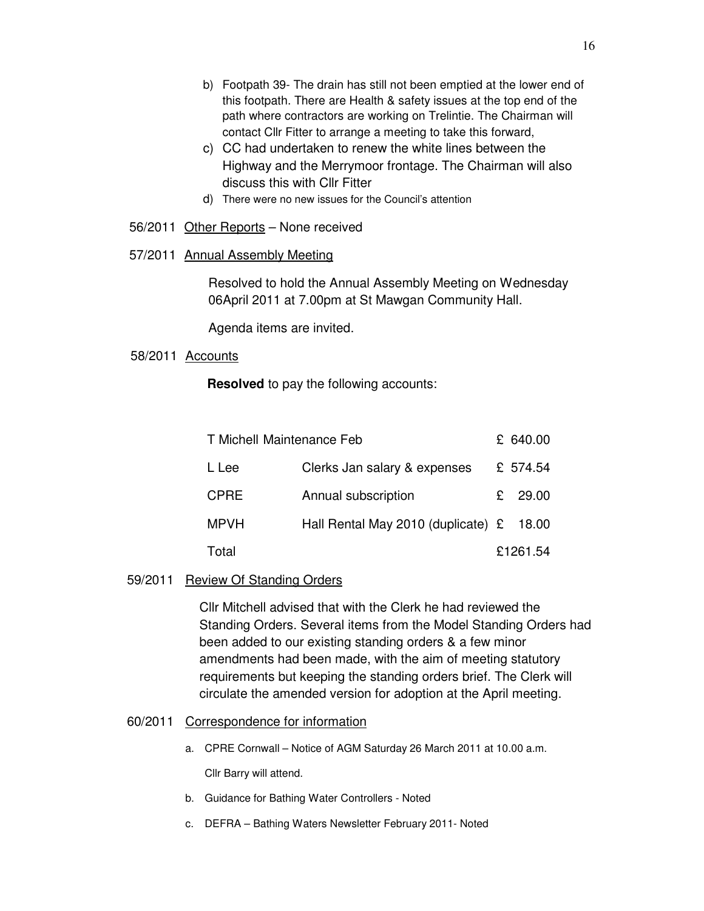b) Footpath 39- The drain has still not been emptied at the lower end of this footpath. There are Health & safety issues at the top end of the path where contractors are working on Trelintie. The Chairman will contact Cllr Fitter to arrange a meeting to take this forward,

c) CC had undertaken to renew the white lines between the Highway and the Merrymoor frontage. The Chairman will also discuss this with Cllr Fitter

d) There were no new issues for the Council's attention

56/2011 Other Reports – None received

57/2011 Annual Assembly Meeting

Resolved to hold the Annual Assembly Meeting on Wednesday 06April 2011 at 7.00pm at St Mawgan Community Hall.

Agenda items are invited.

58/2011 Accounts

**Resolved** to pay the following accounts:

| | | |
|---|---|---|
| T Michell Maintenance Feb | | £ 640.00 |
| L Lee | Clerks Jan salary & expenses | £ 574.54 |
| CPRE | Annual subscription | £ 29.00 |
| MPVH | Hall Rental May 2010 (duplicate) | £ 18.00 |
| Total | | £1261.54 |

59/2011 Review Of Standing Orders

Cllr Mitchell advised that with the Clerk he had reviewed the Standing Orders. Several items from the Model Standing Orders had been added to our existing standing orders & a few minor amendments had been made, with the aim of meeting statutory requirements but keeping the standing orders brief. The Clerk will circulate the amended version for adoption at the April meeting.

60/2011 Correspondence for information

a. CPRE Cornwall – Notice of AGM Saturday 26 March 2011 at 10.00 a.m.

   Cllr Barry will attend.

b. Guidance for Bathing Water Controllers - Noted

c. DEFRA – Bathing Waters Newsletter February 2011- Noted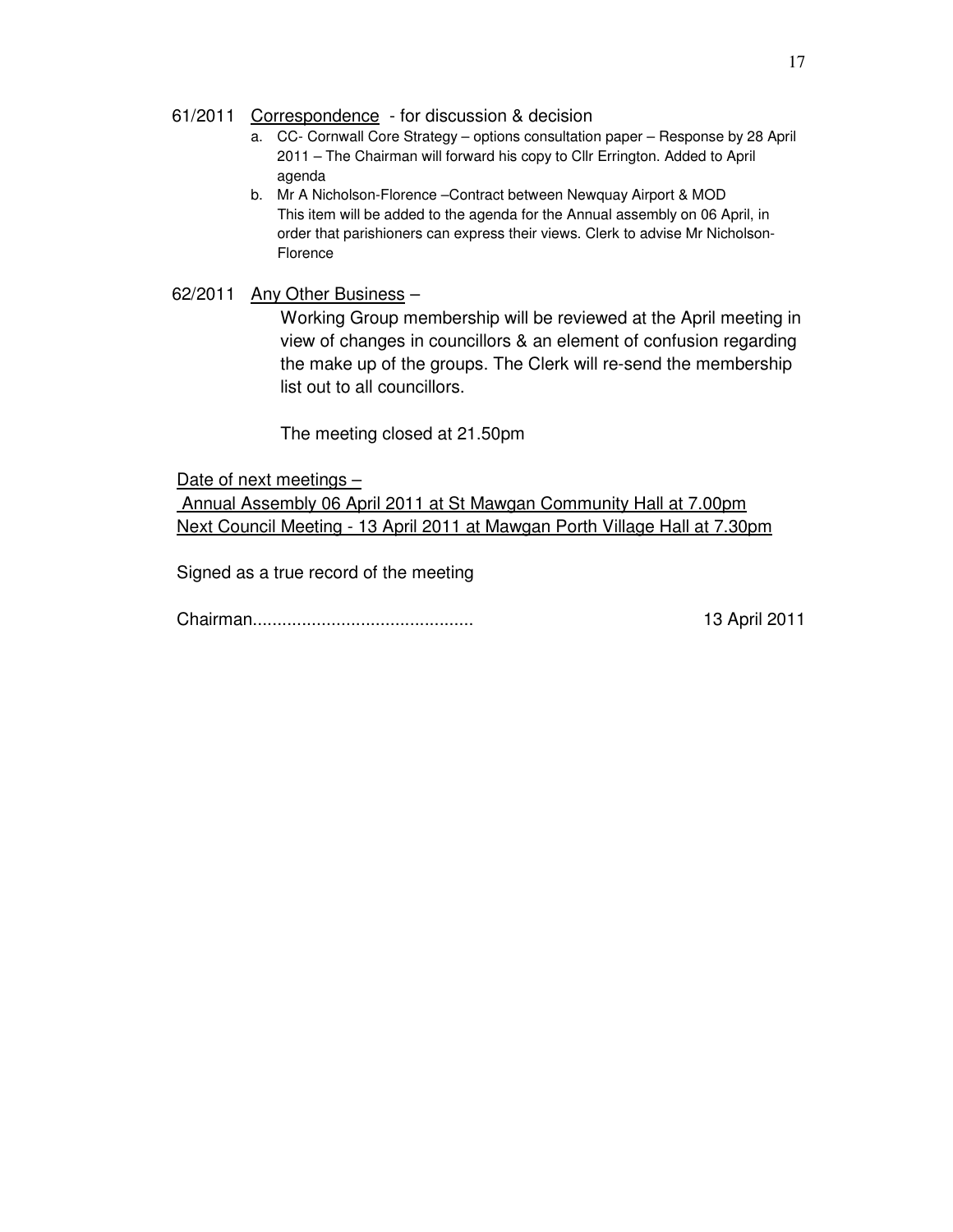61/2011 Correspondence - for discussion & decision

a. CC- Cornwall Core Strategy – options consultation paper – Response by 28 April 2011 – The Chairman will forward his copy to Cllr Errington. Added to April agenda
b. Mr A Nicholson-Florence –Contract between Newquay Airport & MOD
This item will be added to the agenda for the Annual assembly on 06 April, in order that parishioners can express their views. Clerk to advise Mr Nicholson-Florence

62/2011 Any Other Business –

Working Group membership will be reviewed at the April meeting in view of changes in councillors & an element of confusion regarding the make up of the groups. The Clerk will re-send the membership list out to all councillors.

The meeting closed at 21.50pm

Date of next meetings –
Annual Assembly 06 April 2011 at St Mawgan Community Hall at 7.00pm
Next Council Meeting - 13 April 2011 at Mawgan Porth Village Hall at 7.30pm

Signed as a true record of the meeting

Chairman............................................ 13 April 2011